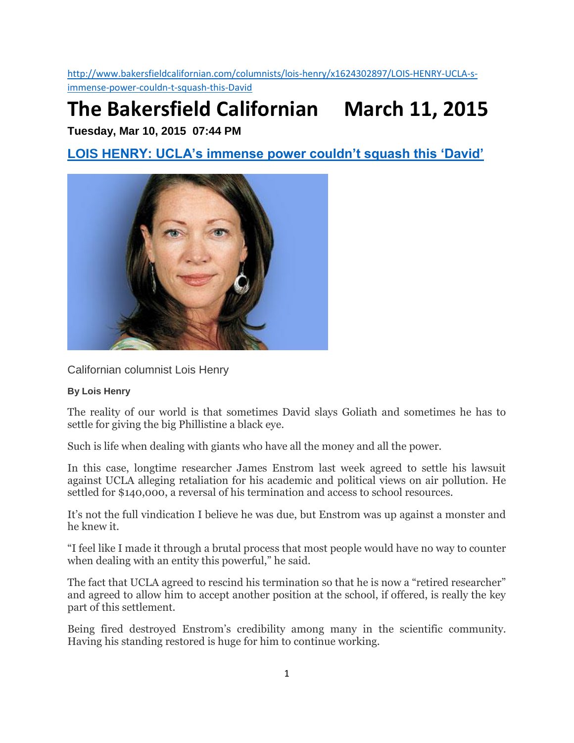http://www.bakersfieldcalifornian.com/columnists/lois-henry/x1624302897/LOIS-HENRY-UCLA-s-immense-power-couldn-t-squash-this-David

# The Bakersfield Californian March 11, 2015

**Tuesday, Mar 10, 2015 07:44 PM**

## LOIS HENRY: UCLA's immense power couldn't squash this 'David'

Californian columnist Lois Henry

**By Lois Henry**

The reality of our world is that sometimes David slays Goliath and sometimes he has to settle for giving the big Phillistine a black eye.

Such is life when dealing with giants who have all the money and all the power.

In this case, longtime researcher James Enstrom last week agreed to settle his lawsuit against UCLA alleging retaliation for his academic and political views on air pollution. He settled for $140,000, a reversal of his termination and access to school resources.

It's not the full vindication I believe he was due, but Enstrom was up against a monster and he knew it.

"I feel like I made it through a brutal process that most people would have no way to counter when dealing with an entity this powerful," he said.

The fact that UCLA agreed to rescind his termination so that he is now a "retired researcher" and agreed to allow him to accept another position at the school, if offered, is really the key part of this settlement.

Being fired destroyed Enstrom's credibility among many in the scientific community. Having his standing restored is huge for him to continue working.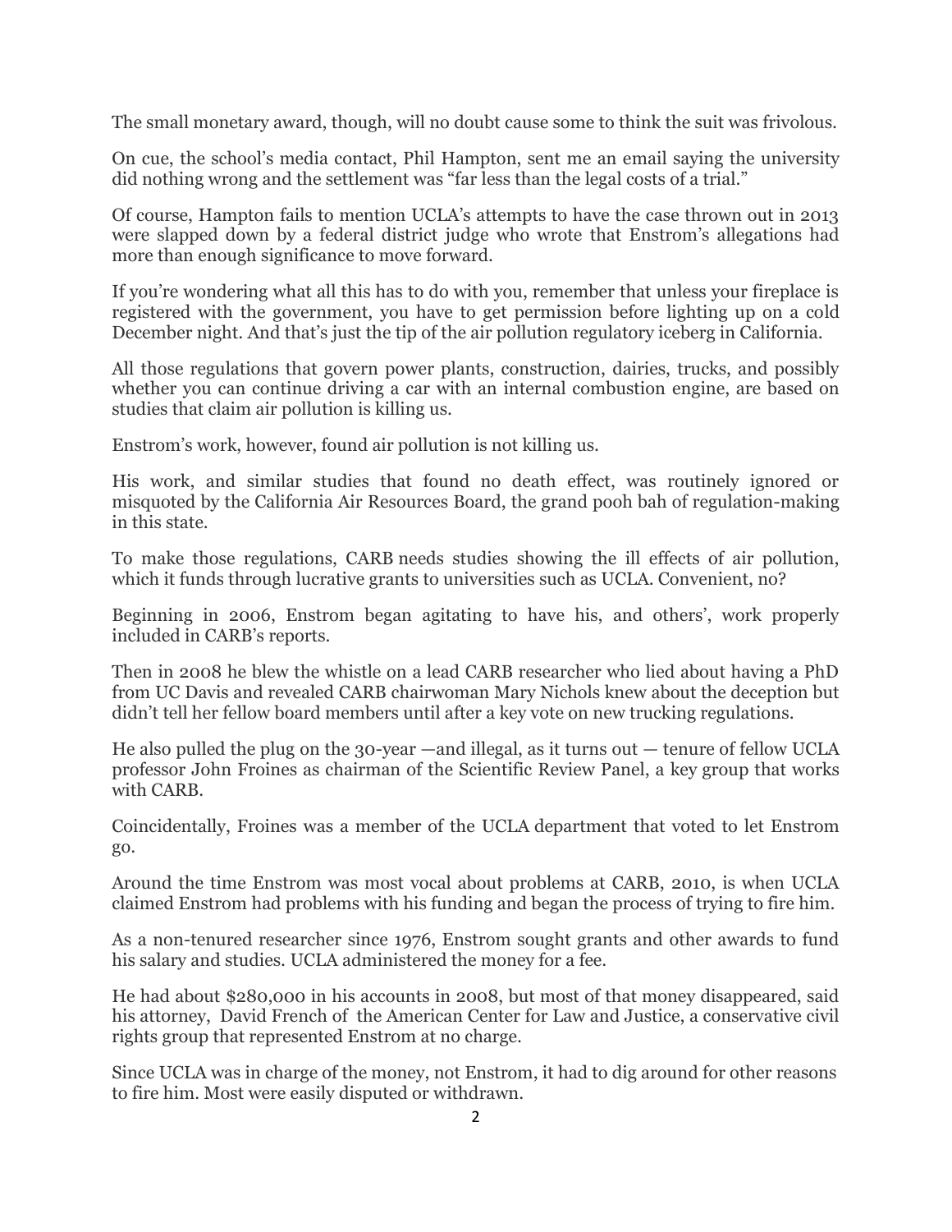The small monetary award, though, will no doubt cause some to think the suit was frivolous.

On cue, the school's media contact, Phil Hampton, sent me an email saying the university did nothing wrong and the settlement was "far less than the legal costs of a trial."

Of course, Hampton fails to mention UCLA's attempts to have the case thrown out in 2013 were slapped down by a federal district judge who wrote that Enstrom's allegations had more than enough significance to move forward.

If you're wondering what all this has to do with you, remember that unless your fireplace is registered with the government, you have to get permission before lighting up on a cold December night. And that's just the tip of the air pollution regulatory iceberg in California.

All those regulations that govern power plants, construction, dairies, trucks, and possibly whether you can continue driving a car with an internal combustion engine, are based on studies that claim air pollution is killing us.

Enstrom's work, however, found air pollution is not killing us.

His work, and similar studies that found no death effect, was routinely ignored or misquoted by the California Air Resources Board, the grand pooh bah of regulation-making in this state.

To make those regulations, CARB needs studies showing the ill effects of air pollution, which it funds through lucrative grants to universities such as UCLA. Convenient, no?

Beginning in 2006, Enstrom began agitating to have his, and others', work properly included in CARB's reports.

Then in 2008 he blew the whistle on a lead CARB researcher who lied about having a PhD from UC Davis and revealed CARB chairwoman Mary Nichols knew about the deception but didn't tell her fellow board members until after a key vote on new trucking regulations.

He also pulled the plug on the 30-year —and illegal, as it turns out — tenure of fellow UCLA professor John Froines as chairman of the Scientific Review Panel, a key group that works with CARB.

Coincidentally, Froines was a member of the UCLA department that voted to let Enstrom go.

Around the time Enstrom was most vocal about problems at CARB, 2010, is when UCLA claimed Enstrom had problems with his funding and began the process of trying to fire him.

As a non-tenured researcher since 1976, Enstrom sought grants and other awards to fund his salary and studies. UCLA administered the money for a fee.

He had about $280,000 in his accounts in 2008, but most of that money disappeared, said his attorney, David French of the American Center for Law and Justice, a conservative civil rights group that represented Enstrom at no charge.

Since UCLA was in charge of the money, not Enstrom, it had to dig around for other reasons to fire him. Most were easily disputed or withdrawn.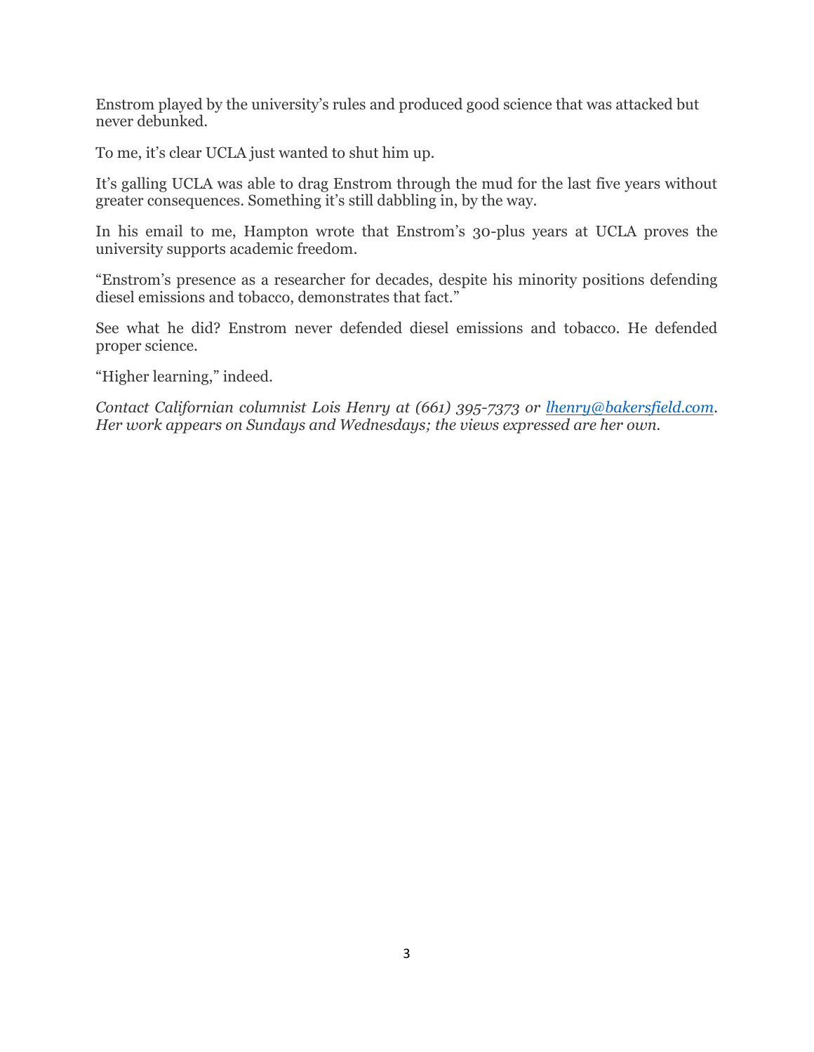Enstrom played by the university's rules and produced good science that was attacked but never debunked.

To me, it's clear UCLA just wanted to shut him up.

It's galling UCLA was able to drag Enstrom through the mud for the last five years without greater consequences. Something it's still dabbling in, by the way.

In his email to me, Hampton wrote that Enstrom's 30-plus years at UCLA proves the university supports academic freedom.

"Enstrom's presence as a researcher for decades, despite his minority positions defending diesel emissions and tobacco, demonstrates that fact."

See what he did? Enstrom never defended diesel emissions and tobacco. He defended proper science.

"Higher learning," indeed.

*Contact Californian columnist Lois Henry at (661) 395-7373 or [lhenry@bakersfield.com](mailto:lhenry@bakersfield.com). Her work appears on Sundays and Wednesdays; the views expressed are her own.*